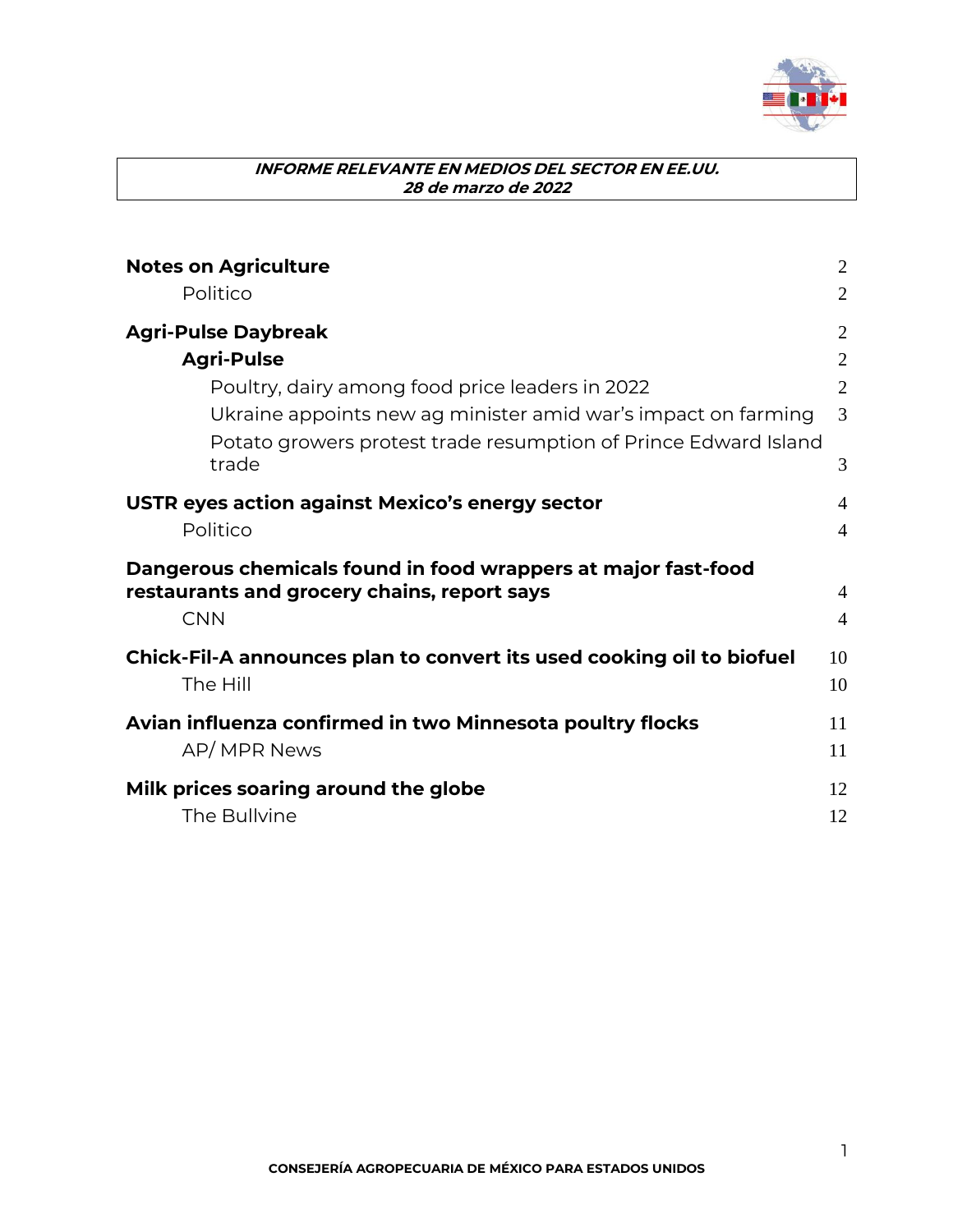***INFORME RELEVANTE EN MEDIOS DEL SECTOR EN EE.UU.***
***28 de marzo de 2022***

**Notes on Agriculture** 2
 Politico 2

**Agri-Pulse Daybreak** 2
 **Agri-Pulse** 2
  Poultry, dairy among food price leaders in 2022 2
  Ukraine appoints new ag minister amid war's impact on farming 3
  Potato growers protest trade resumption of Prince Edward Island trade 3

**USTR eyes action against Mexico's energy sector** 4
 Politico 4

**Dangerous chemicals found in food wrappers at major fast-food restaurants and grocery chains, report says** 4
 CNN 4

**Chick-Fil-A announces plan to convert its used cooking oil to biofuel** 10
 The Hill 10

**Avian influenza confirmed in two Minnesota poultry flocks** 11
 AP/ MPR News 11

**Milk prices soaring around the globe** 12
 The Bullvine 12

**CONSEJERÍA AGROPECUARIA DE MÉXICO PARA ESTADOS UNIDOS**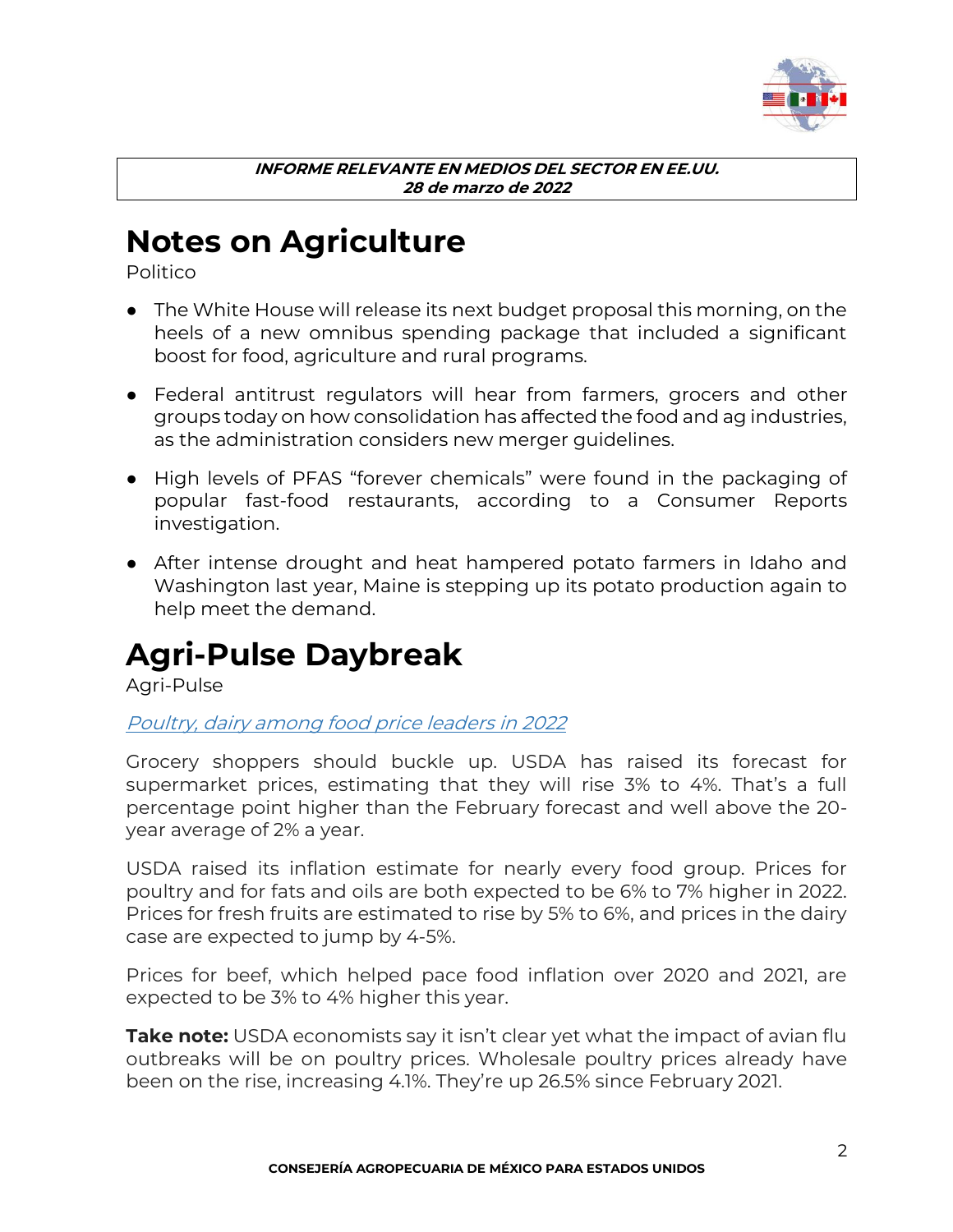**_INFORME RELEVANTE EN MEDIOS DEL SECTOR EN EE.UU._**
**_28 de marzo de 2022_**

# Notes on Agriculture

Politico

- The White House will release its next budget proposal this morning, on the heels of a new omnibus spending package that included a significant boost for food, agriculture and rural programs.
- Federal antitrust regulators will hear from farmers, grocers and other groups today on how consolidation has affected the food and ag industries, as the administration considers new merger guidelines.
- High levels of PFAS "forever chemicals" were found in the packaging of popular fast-food restaurants, according to a Consumer Reports investigation.
- After intense drought and heat hampered potato farmers in Idaho and Washington last year, Maine is stepping up its potato production again to help meet the demand.

# Agri-Pulse Daybreak

Agri-Pulse

*Poultry, dairy among food price leaders in 2022*

Grocery shoppers should buckle up. USDA has raised its forecast for supermarket prices, estimating that they will rise 3% to 4%. That's a full percentage point higher than the February forecast and well above the 20-year average of 2% a year.

USDA raised its inflation estimate for nearly every food group. Prices for poultry and for fats and oils are both expected to be 6% to 7% higher in 2022. Prices for fresh fruits are estimated to rise by 5% to 6%, and prices in the dairy case are expected to jump by 4-5%.

Prices for beef, which helped pace food inflation over 2020 and 2021, are expected to be 3% to 4% higher this year.

**Take note:** USDA economists say it isn't clear yet what the impact of avian flu outbreaks will be on poultry prices. Wholesale poultry prices already have been on the rise, increasing 4.1%. They're up 26.5% since February 2021.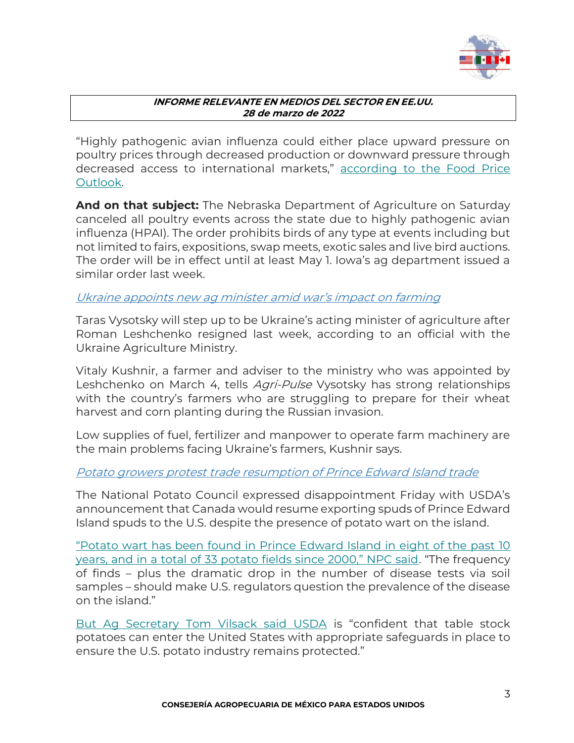**INFORME RELEVANTE EN MEDIOS DEL SECTOR EN EE.UU.**
**28 de marzo de 2022**

"Highly pathogenic avian influenza could either place upward pressure on poultry prices through decreased production or downward pressure through decreased access to international markets," according to the Food Price Outlook.

**And on that subject:** The Nebraska Department of Agriculture on Saturday canceled all poultry events across the state due to highly pathogenic avian influenza (HPAI). The order prohibits birds of any type at events including but not limited to fairs, expositions, swap meets, exotic sales and live bird auctions. The order will be in effect until at least May 1. Iowa's ag department issued a similar order last week.

*Ukraine appoints new ag minister amid war's impact on farming*

Taras Vysotsky will step up to be Ukraine's acting minister of agriculture after Roman Leshchenko resigned last week, according to an official with the Ukraine Agriculture Ministry.

Vitaly Kushnir, a farmer and adviser to the ministry who was appointed by Leshchenko on March 4, tells *Agri-Pulse* Vysotsky has strong relationships with the country's farmers who are struggling to prepare for their wheat harvest and corn planting during the Russian invasion.

Low supplies of fuel, fertilizer and manpower to operate farm machinery are the main problems facing Ukraine's farmers, Kushnir says.

*Potato growers protest trade resumption of Prince Edward Island trade*

The National Potato Council expressed disappointment Friday with USDA's announcement that Canada would resume exporting spuds of Prince Edward Island spuds to the U.S. despite the presence of potato wart on the island.

"Potato wart has been found in Prince Edward Island in eight of the past 10 years, and in a total of 33 potato fields since 2000," NPC said. "The frequency of finds – plus the dramatic drop in the number of disease tests via soil samples – should make U.S. regulators question the prevalence of the disease on the island."

But Ag Secretary Tom Vilsack said USDA is "confident that table stock potatoes can enter the United States with appropriate safeguards in place to ensure the U.S. potato industry remains protected."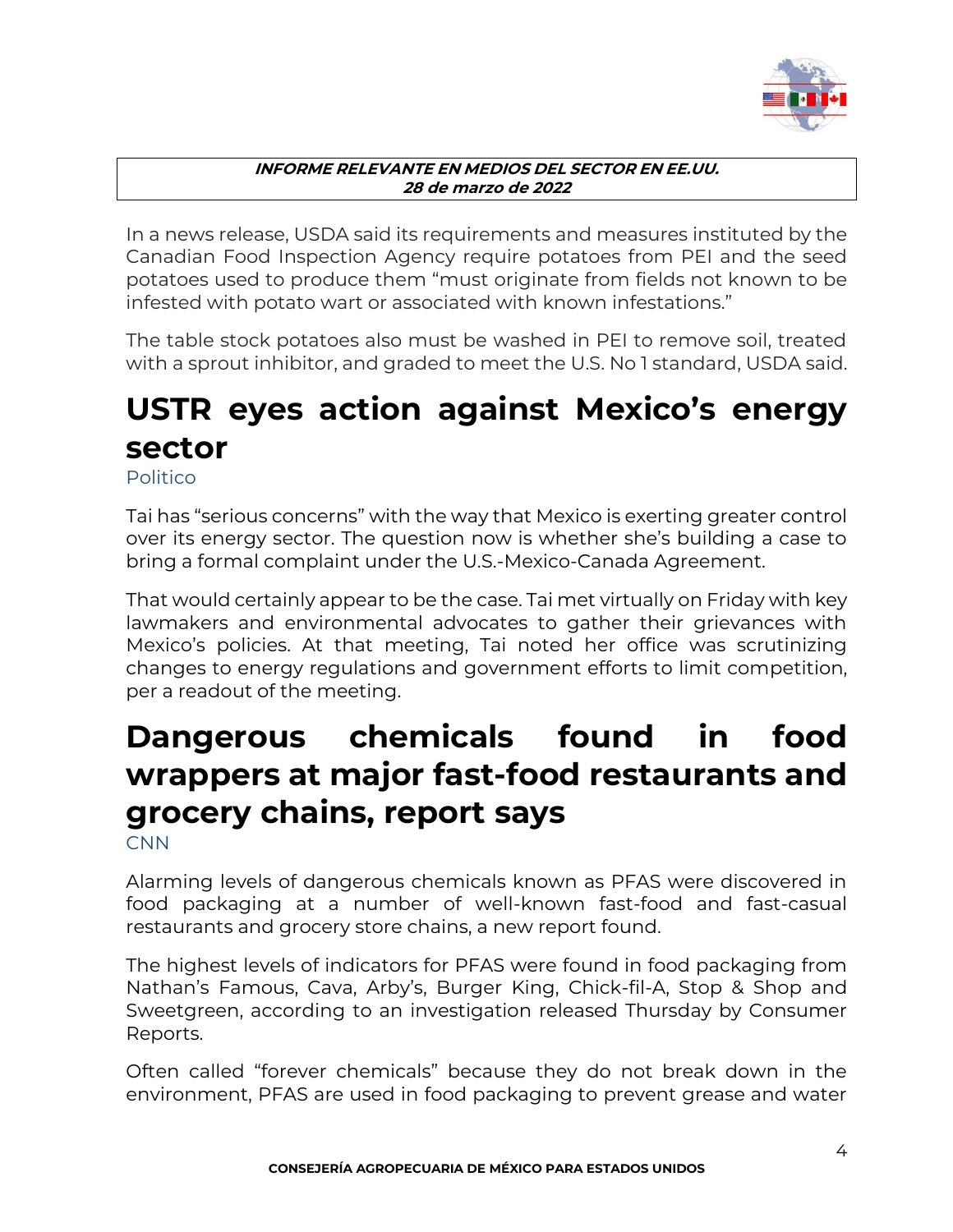In a news release, USDA said its requirements and measures instituted by the Canadian Food Inspection Agency require potatoes from PEI and the seed potatoes used to produce them "must originate from fields not known to be infested with potato wart or associated with known infestations."

The table stock potatoes also must be washed in PEI to remove soil, treated with a sprout inhibitor, and graded to meet the U.S. No 1 standard, USDA said.

# USTR eyes action against Mexico's energy sector

Politico

Tai has "serious concerns" with the way that Mexico is exerting greater control over its energy sector. The question now is whether she's building a case to bring a formal complaint under the U.S.-Mexico-Canada Agreement.

That would certainly appear to be the case. Tai met virtually on Friday with key lawmakers and environmental advocates to gather their grievances with Mexico's policies. At that meeting, Tai noted her office was scrutinizing changes to energy regulations and government efforts to limit competition, per a readout of the meeting.

# Dangerous chemicals found in food wrappers at major fast-food restaurants and grocery chains, report says

CNN

Alarming levels of dangerous chemicals known as PFAS were discovered in food packaging at a number of well-known fast-food and fast-casual restaurants and grocery store chains, a new report found.

The highest levels of indicators for PFAS were found in food packaging from Nathan's Famous, Cava, Arby's, Burger King, Chick-fil-A, Stop & Shop and Sweetgreen, according to an investigation released Thursday by Consumer Reports.

Often called "forever chemicals" because they do not break down in the environment, PFAS are used in food packaging to prevent grease and water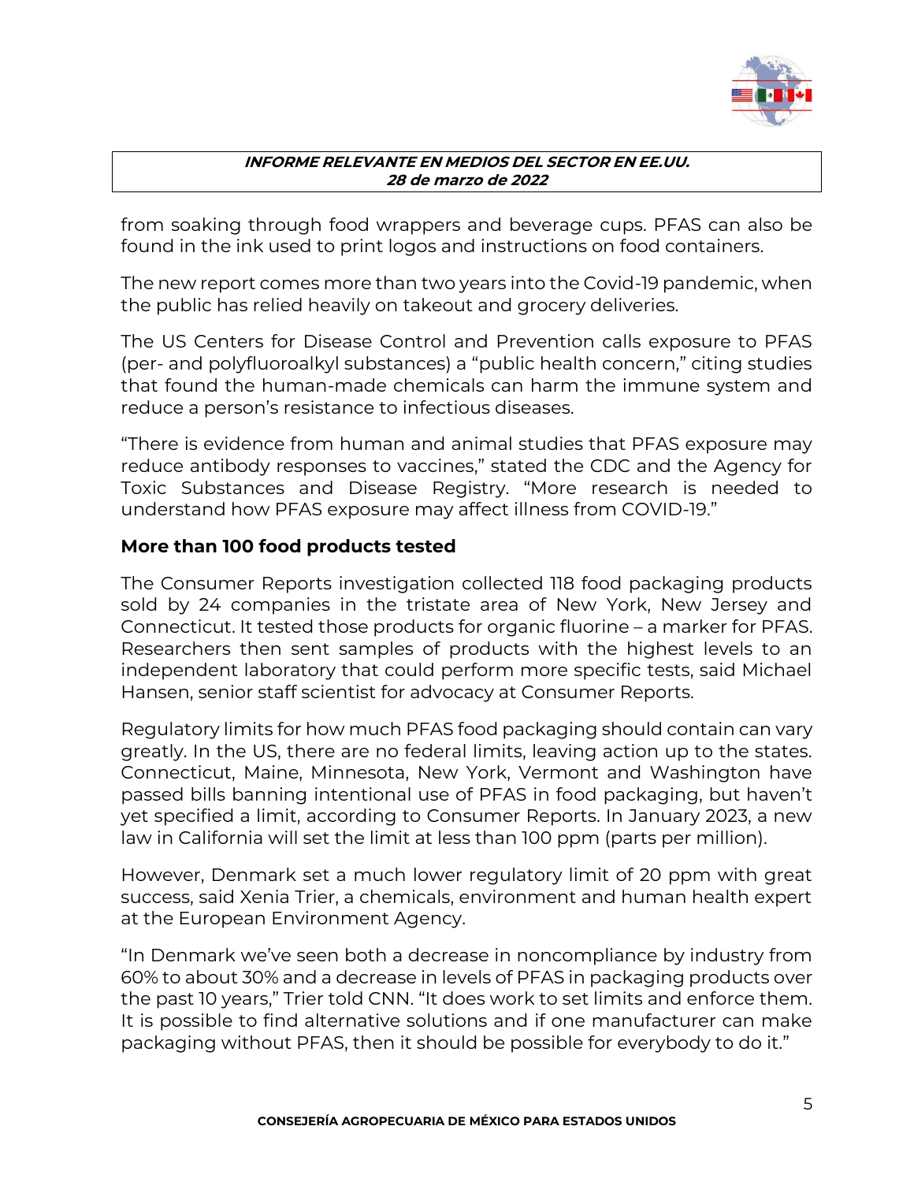from soaking through food wrappers and beverage cups. PFAS can also be found in the ink used to print logos and instructions on food containers.

The new report comes more than two years into the Covid-19 pandemic, when the public has relied heavily on takeout and grocery deliveries.

The US Centers for Disease Control and Prevention calls exposure to PFAS (per- and polyfluoroalkyl substances) a "public health concern," citing studies that found the human-made chemicals can harm the immune system and reduce a person's resistance to infectious diseases.

"There is evidence from human and animal studies that PFAS exposure may reduce antibody responses to vaccines," stated the CDC and the Agency for Toxic Substances and Disease Registry. "More research is needed to understand how PFAS exposure may affect illness from COVID-19."

**More than 100 food products tested**

The Consumer Reports investigation collected 118 food packaging products sold by 24 companies in the tristate area of New York, New Jersey and Connecticut. It tested those products for organic fluorine – a marker for PFAS. Researchers then sent samples of products with the highest levels to an independent laboratory that could perform more specific tests, said Michael Hansen, senior staff scientist for advocacy at Consumer Reports.

Regulatory limits for how much PFAS food packaging should contain can vary greatly. In the US, there are no federal limits, leaving action up to the states. Connecticut, Maine, Minnesota, New York, Vermont and Washington have passed bills banning intentional use of PFAS in food packaging, but haven't yet specified a limit, according to Consumer Reports. In January 2023, a new law in California will set the limit at less than 100 ppm (parts per million).

However, Denmark set a much lower regulatory limit of 20 ppm with great success, said Xenia Trier, a chemicals, environment and human health expert at the European Environment Agency.

"In Denmark we've seen both a decrease in noncompliance by industry from 60% to about 30% and a decrease in levels of PFAS in packaging products over the past 10 years," Trier told CNN. "It does work to set limits and enforce them. It is possible to find alternative solutions and if one manufacturer can make packaging without PFAS, then it should be possible for everybody to do it."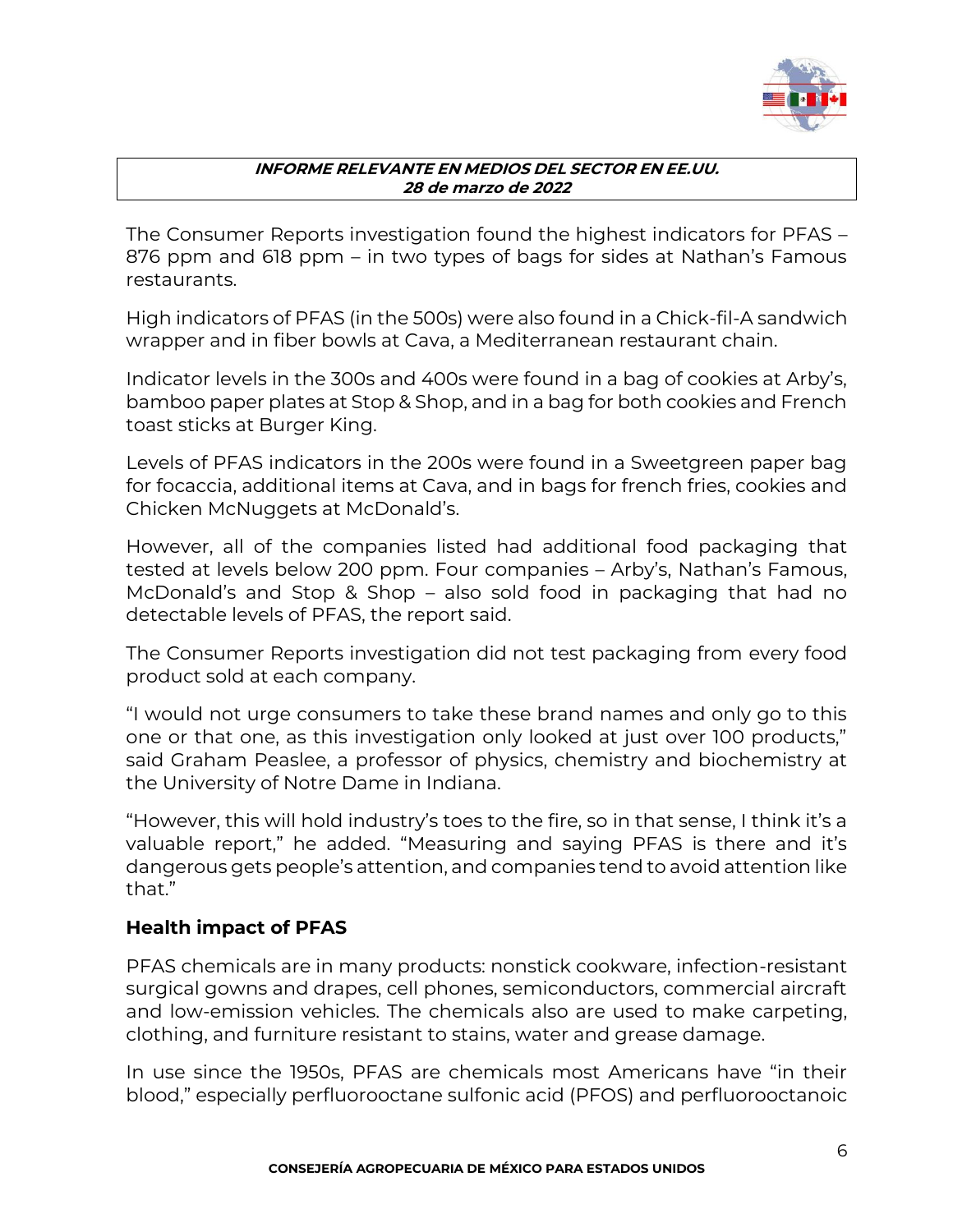The Consumer Reports investigation found the highest indicators for PFAS – 876 ppm and 618 ppm – in two types of bags for sides at Nathan's Famous restaurants.

High indicators of PFAS (in the 500s) were also found in a Chick-fil-A sandwich wrapper and in fiber bowls at Cava, a Mediterranean restaurant chain.

Indicator levels in the 300s and 400s were found in a bag of cookies at Arby's, bamboo paper plates at Stop & Shop, and in a bag for both cookies and French toast sticks at Burger King.

Levels of PFAS indicators in the 200s were found in a Sweetgreen paper bag for focaccia, additional items at Cava, and in bags for french fries, cookies and Chicken McNuggets at McDonald's.

However, all of the companies listed had additional food packaging that tested at levels below 200 ppm. Four companies – Arby's, Nathan's Famous, McDonald's and Stop & Shop – also sold food in packaging that had no detectable levels of PFAS, the report said.

The Consumer Reports investigation did not test packaging from every food product sold at each company.

"I would not urge consumers to take these brand names and only go to this one or that one, as this investigation only looked at just over 100 products," said Graham Peaslee, a professor of physics, chemistry and biochemistry at the University of Notre Dame in Indiana.

"However, this will hold industry's toes to the fire, so in that sense, I think it's a valuable report," he added. "Measuring and saying PFAS is there and it's dangerous gets people's attention, and companies tend to avoid attention like that."

## Health impact of PFAS

PFAS chemicals are in many products: nonstick cookware, infection-resistant surgical gowns and drapes, cell phones, semiconductors, commercial aircraft and low-emission vehicles. The chemicals also are used to make carpeting, clothing, and furniture resistant to stains, water and grease damage.

In use since the 1950s, PFAS are chemicals most Americans have "in their blood," especially perfluorooctane sulfonic acid (PFOS) and perfluorooctanoic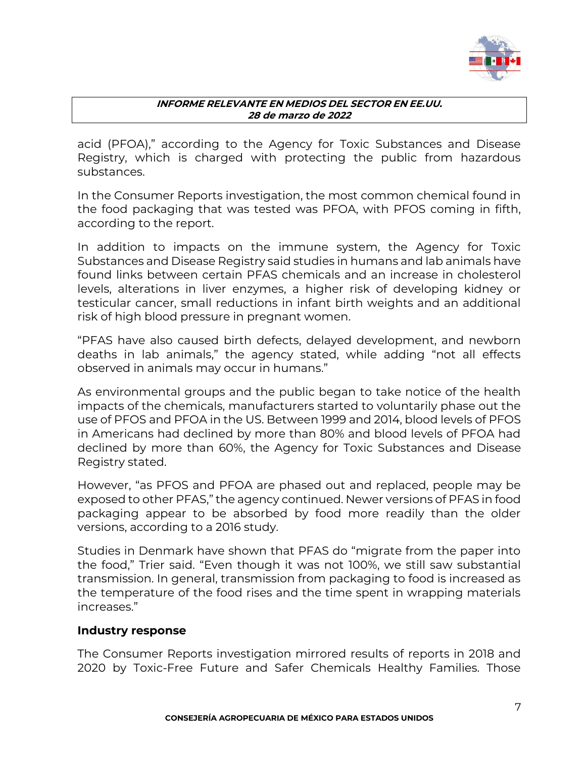acid (PFOA)," according to the Agency for Toxic Substances and Disease Registry, which is charged with protecting the public from hazardous substances.

In the Consumer Reports investigation, the most common chemical found in the food packaging that was tested was PFOA, with PFOS coming in fifth, according to the report.

In addition to impacts on the immune system, the Agency for Toxic Substances and Disease Registry said studies in humans and lab animals have found links between certain PFAS chemicals and an increase in cholesterol levels, alterations in liver enzymes, a higher risk of developing kidney or testicular cancer, small reductions in infant birth weights and an additional risk of high blood pressure in pregnant women.

"PFAS have also caused birth defects, delayed development, and newborn deaths in lab animals," the agency stated, while adding "not all effects observed in animals may occur in humans."

As environmental groups and the public began to take notice of the health impacts of the chemicals, manufacturers started to voluntarily phase out the use of PFOS and PFOA in the US. Between 1999 and 2014, blood levels of PFOS in Americans had declined by more than 80% and blood levels of PFOA had declined by more than 60%, the Agency for Toxic Substances and Disease Registry stated.

However, "as PFOS and PFOA are phased out and replaced, people may be exposed to other PFAS," the agency continued. Newer versions of PFAS in food packaging appear to be absorbed by food more readily than the older versions, according to a 2016 study.

Studies in Denmark have shown that PFAS do "migrate from the paper into the food," Trier said. "Even though it was not 100%, we still saw substantial transmission. In general, transmission from packaging to food is increased as the temperature of the food rises and the time spent in wrapping materials increases."

### Industry response

The Consumer Reports investigation mirrored results of reports in 2018 and 2020 by Toxic-Free Future and Safer Chemicals Healthy Families. Those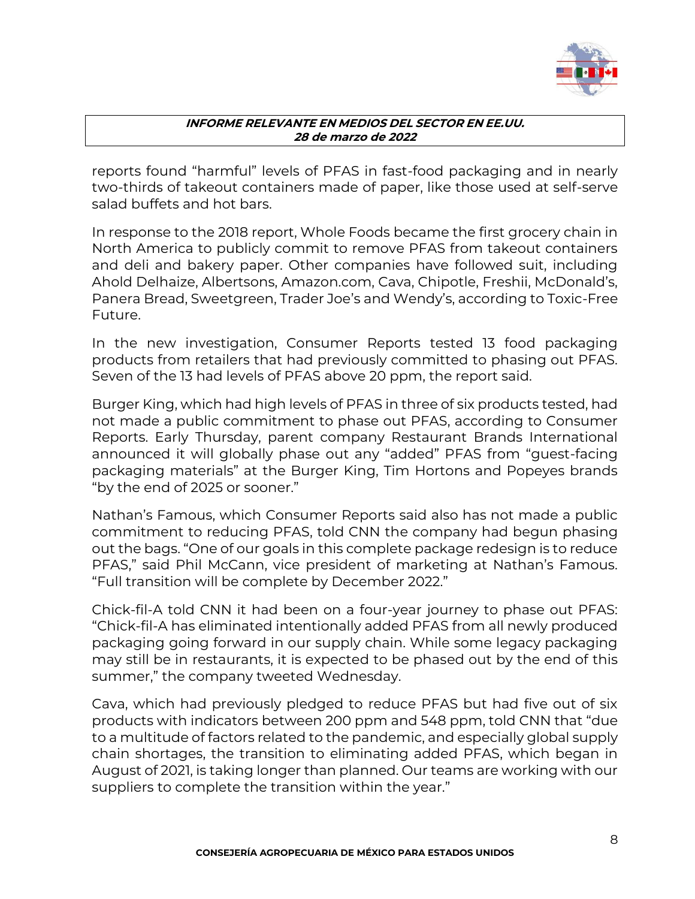reports found “harmful” levels of PFAS in fast-food packaging and in nearly two-thirds of takeout containers made of paper, like those used at self-serve salad buffets and hot bars.

In response to the 2018 report, Whole Foods became the first grocery chain in North America to publicly commit to remove PFAS from takeout containers and deli and bakery paper. Other companies have followed suit, including Ahold Delhaize, Albertsons, Amazon.com, Cava, Chipotle, Freshii, McDonald’s, Panera Bread, Sweetgreen, Trader Joe’s and Wendy’s, according to Toxic-Free Future.

In the new investigation, Consumer Reports tested 13 food packaging products from retailers that had previously committed to phasing out PFAS. Seven of the 13 had levels of PFAS above 20 ppm, the report said.

Burger King, which had high levels of PFAS in three of six products tested, had not made a public commitment to phase out PFAS, according to Consumer Reports. Early Thursday, parent company Restaurant Brands International announced it will globally phase out any “added” PFAS from “guest-facing packaging materials” at the Burger King, Tim Hortons and Popeyes brands “by the end of 2025 or sooner.”

Nathan’s Famous, which Consumer Reports said also has not made a public commitment to reducing PFAS, told CNN the company had begun phasing out the bags. “One of our goals in this complete package redesign is to reduce PFAS,” said Phil McCann, vice president of marketing at Nathan’s Famous. “Full transition will be complete by December 2022.”

Chick-fil-A told CNN it had been on a four-year journey to phase out PFAS: “Chick-fil-A has eliminated intentionally added PFAS from all newly produced packaging going forward in our supply chain. While some legacy packaging may still be in restaurants, it is expected to be phased out by the end of this summer,” the company tweeted Wednesday.

Cava, which had previously pledged to reduce PFAS but had five out of six products with indicators between 200 ppm and 548 ppm, told CNN that “due to a multitude of factors related to the pandemic, and especially global supply chain shortages, the transition to eliminating added PFAS, which began in August of 2021, is taking longer than planned. Our teams are working with our suppliers to complete the transition within the year.”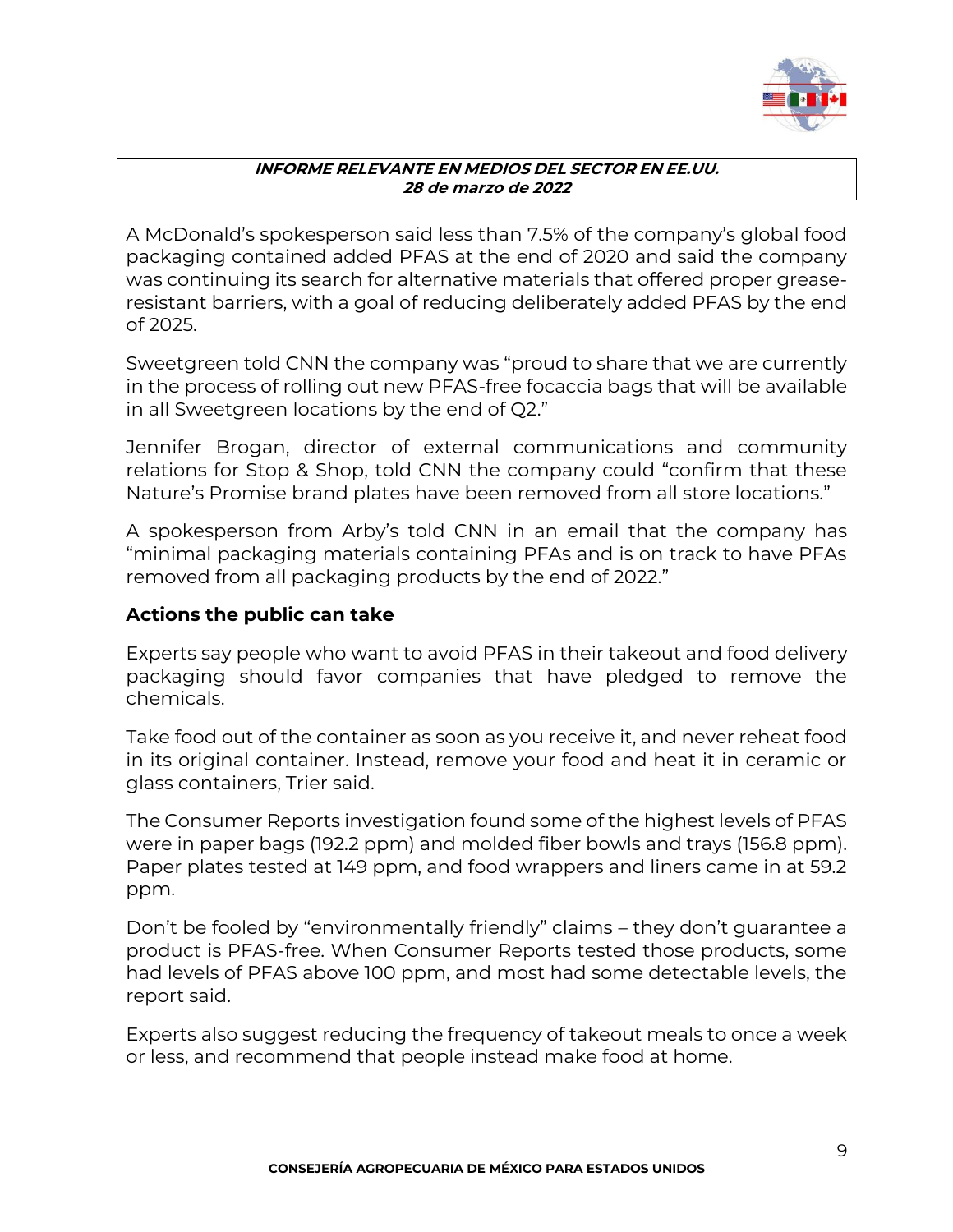A McDonald's spokesperson said less than 7.5% of the company's global food packaging contained added PFAS at the end of 2020 and said the company was continuing its search for alternative materials that offered proper grease-resistant barriers, with a goal of reducing deliberately added PFAS by the end of 2025.

Sweetgreen told CNN the company was "proud to share that we are currently in the process of rolling out new PFAS-free focaccia bags that will be available in all Sweetgreen locations by the end of Q2."

Jennifer Brogan, director of external communications and community relations for Stop & Shop, told CNN the company could "confirm that these Nature's Promise brand plates have been removed from all store locations."

A spokesperson from Arby's told CNN in an email that the company has "minimal packaging materials containing PFAs and is on track to have PFAs removed from all packaging products by the end of 2022."

## Actions the public can take

Experts say people who want to avoid PFAS in their takeout and food delivery packaging should favor companies that have pledged to remove the chemicals.

Take food out of the container as soon as you receive it, and never reheat food in its original container. Instead, remove your food and heat it in ceramic or glass containers, Trier said.

The Consumer Reports investigation found some of the highest levels of PFAS were in paper bags (192.2 ppm) and molded fiber bowls and trays (156.8 ppm). Paper plates tested at 149 ppm, and food wrappers and liners came in at 59.2 ppm.

Don't be fooled by "environmentally friendly" claims – they don't guarantee a product is PFAS-free. When Consumer Reports tested those products, some had levels of PFAS above 100 ppm, and most had some detectable levels, the report said.

Experts also suggest reducing the frequency of takeout meals to once a week or less, and recommend that people instead make food at home.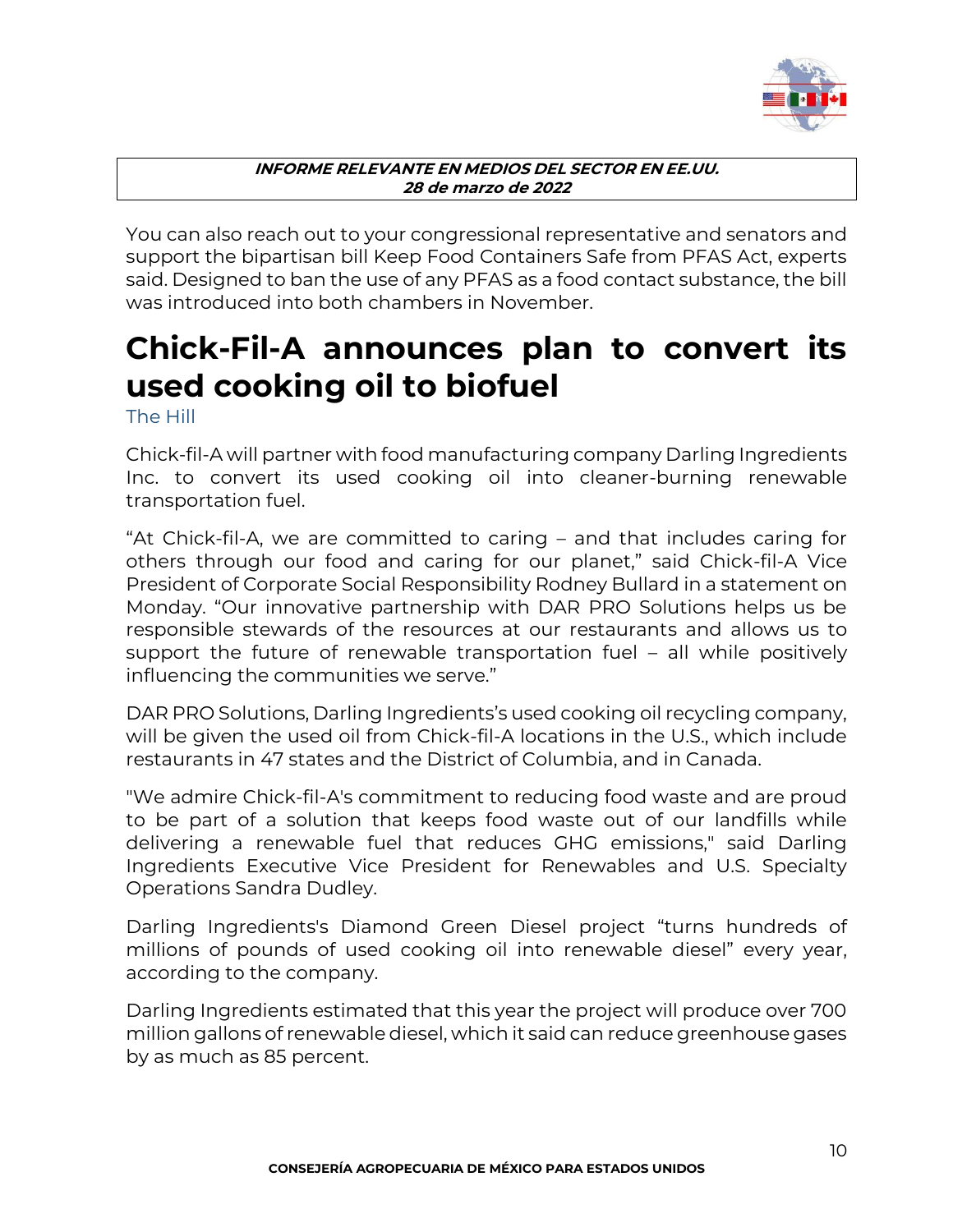You can also reach out to your congressional representative and senators and support the bipartisan bill Keep Food Containers Safe from PFAS Act, experts said. Designed to ban the use of any PFAS as a food contact substance, the bill was introduced into both chambers in November.

# Chick-Fil-A announces plan to convert its used cooking oil to biofuel

The Hill

Chick-fil-A will partner with food manufacturing company Darling Ingredients Inc. to convert its used cooking oil into cleaner-burning renewable transportation fuel.

"At Chick-fil-A, we are committed to caring – and that includes caring for others through our food and caring for our planet," said Chick-fil-A Vice President of Corporate Social Responsibility Rodney Bullard in a statement on Monday. "Our innovative partnership with DAR PRO Solutions helps us be responsible stewards of the resources at our restaurants and allows us to support the future of renewable transportation fuel – all while positively influencing the communities we serve."

DAR PRO Solutions, Darling Ingredients's used cooking oil recycling company, will be given the used oil from Chick-fil-A locations in the U.S., which include restaurants in 47 states and the District of Columbia, and in Canada.

"We admire Chick-fil-A's commitment to reducing food waste and are proud to be part of a solution that keeps food waste out of our landfills while delivering a renewable fuel that reduces GHG emissions," said Darling Ingredients Executive Vice President for Renewables and U.S. Specialty Operations Sandra Dudley.

Darling Ingredients's Diamond Green Diesel project "turns hundreds of millions of pounds of used cooking oil into renewable diesel" every year, according to the company.

Darling Ingredients estimated that this year the project will produce over 700 million gallons of renewable diesel, which it said can reduce greenhouse gases by as much as 85 percent.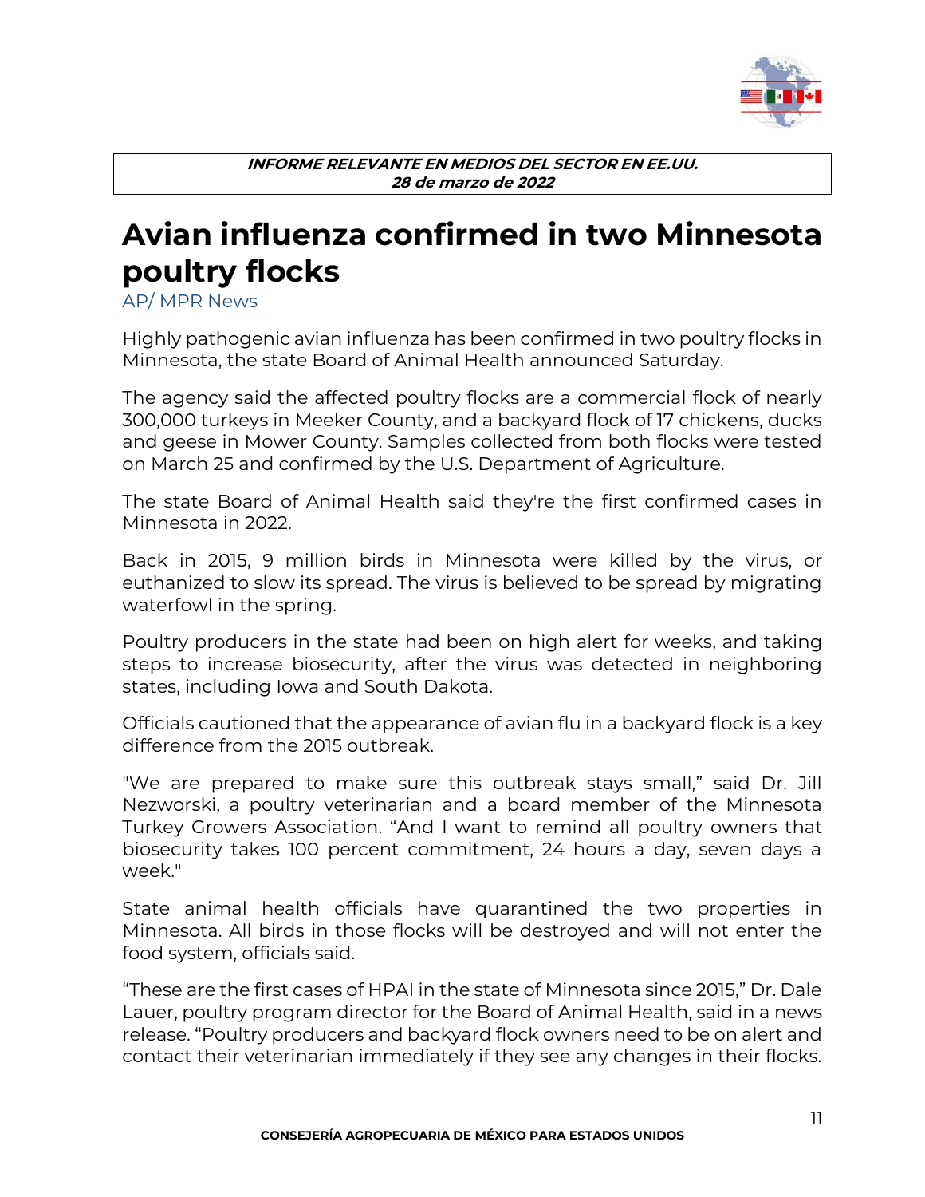**_INFORME RELEVANTE EN MEDIOS DEL SECTOR EN EE.UU._**
**_28 de marzo de 2022_**

# Avian influenza confirmed in two Minnesota poultry flocks

AP/ MPR News

Highly pathogenic avian influenza has been confirmed in two poultry flocks in Minnesota, the state Board of Animal Health announced Saturday.

The agency said the affected poultry flocks are a commercial flock of nearly 300,000 turkeys in Meeker County, and a backyard flock of 17 chickens, ducks and geese in Mower County. Samples collected from both flocks were tested on March 25 and confirmed by the U.S. Department of Agriculture.

The state Board of Animal Health said they're the first confirmed cases in Minnesota in 2022.

Back in 2015, 9 million birds in Minnesota were killed by the virus, or euthanized to slow its spread. The virus is believed to be spread by migrating waterfowl in the spring.

Poultry producers in the state had been on high alert for weeks, and taking steps to increase biosecurity, after the virus was detected in neighboring states, including Iowa and South Dakota.

Officials cautioned that the appearance of avian flu in a backyard flock is a key difference from the 2015 outbreak.

"We are prepared to make sure this outbreak stays small," said Dr. Jill Nezworski, a poultry veterinarian and a board member of the Minnesota Turkey Growers Association. "And I want to remind all poultry owners that biosecurity takes 100 percent commitment, 24 hours a day, seven days a week."

State animal health officials have quarantined the two properties in Minnesota. All birds in those flocks will be destroyed and will not enter the food system, officials said.

"These are the first cases of HPAI in the state of Minnesota since 2015," Dr. Dale Lauer, poultry program director for the Board of Animal Health, said in a news release. "Poultry producers and backyard flock owners need to be on alert and contact their veterinarian immediately if they see any changes in their flocks.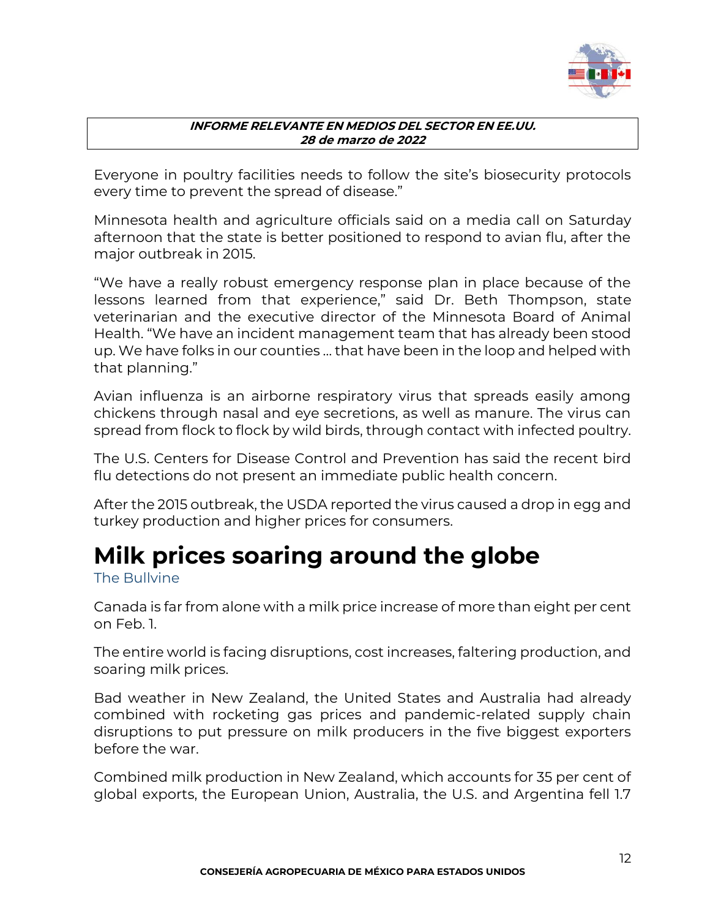Everyone in poultry facilities needs to follow the site's biosecurity protocols every time to prevent the spread of disease."

Minnesota health and agriculture officials said on a media call on Saturday afternoon that the state is better positioned to respond to avian flu, after the major outbreak in 2015.

"We have a really robust emergency response plan in place because of the lessons learned from that experience," said Dr. Beth Thompson, state veterinarian and the executive director of the Minnesota Board of Animal Health. "We have an incident management team that has already been stood up. We have folks in our counties ... that have been in the loop and helped with that planning."

Avian influenza is an airborne respiratory virus that spreads easily among chickens through nasal and eye secretions, as well as manure. The virus can spread from flock to flock by wild birds, through contact with infected poultry.

The U.S. Centers for Disease Control and Prevention has said the recent bird flu detections do not present an immediate public health concern.

After the 2015 outbreak, the USDA reported the virus caused a drop in egg and turkey production and higher prices for consumers.

# Milk prices soaring around the globe

The Bullvine

Canada is far from alone with a milk price increase of more than eight per cent on Feb. 1.

The entire world is facing disruptions, cost increases, faltering production, and soaring milk prices.

Bad weather in New Zealand, the United States and Australia had already combined with rocketing gas prices and pandemic-related supply chain disruptions to put pressure on milk producers in the five biggest exporters before the war.

Combined milk production in New Zealand, which accounts for 35 per cent of global exports, the European Union, Australia, the U.S. and Argentina fell 1.7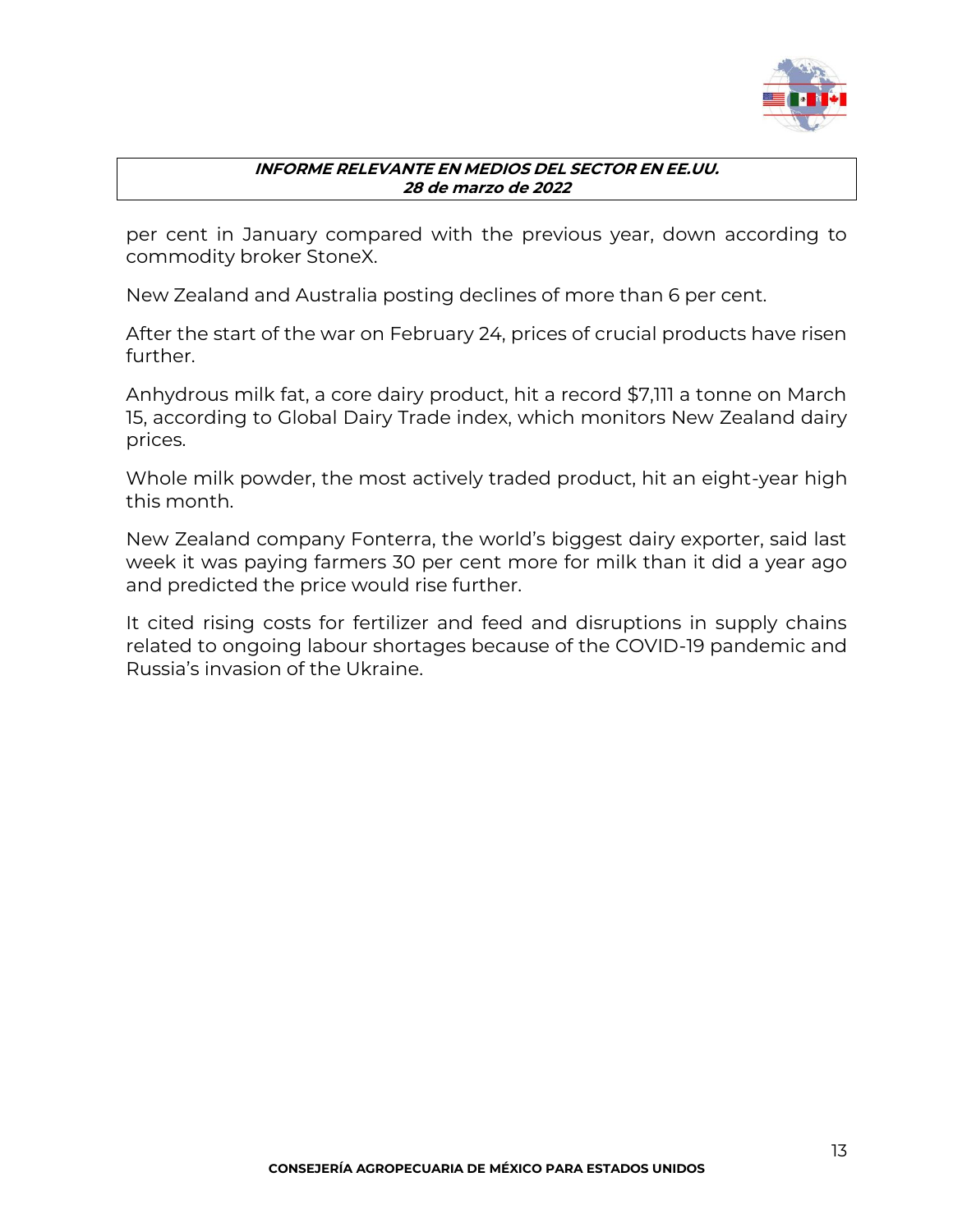per cent in January compared with the previous year, down according to commodity broker StoneX.

New Zealand and Australia posting declines of more than 6 per cent.

After the start of the war on February 24, prices of crucial products have risen further.

Anhydrous milk fat, a core dairy product, hit a record $7,111 a tonne on March 15, according to Global Dairy Trade index, which monitors New Zealand dairy prices.

Whole milk powder, the most actively traded product, hit an eight-year high this month.

New Zealand company Fonterra, the world's biggest dairy exporter, said last week it was paying farmers 30 per cent more for milk than it did a year ago and predicted the price would rise further.

It cited rising costs for fertilizer and feed and disruptions in supply chains related to ongoing labour shortages because of the COVID-19 pandemic and Russia's invasion of the Ukraine.